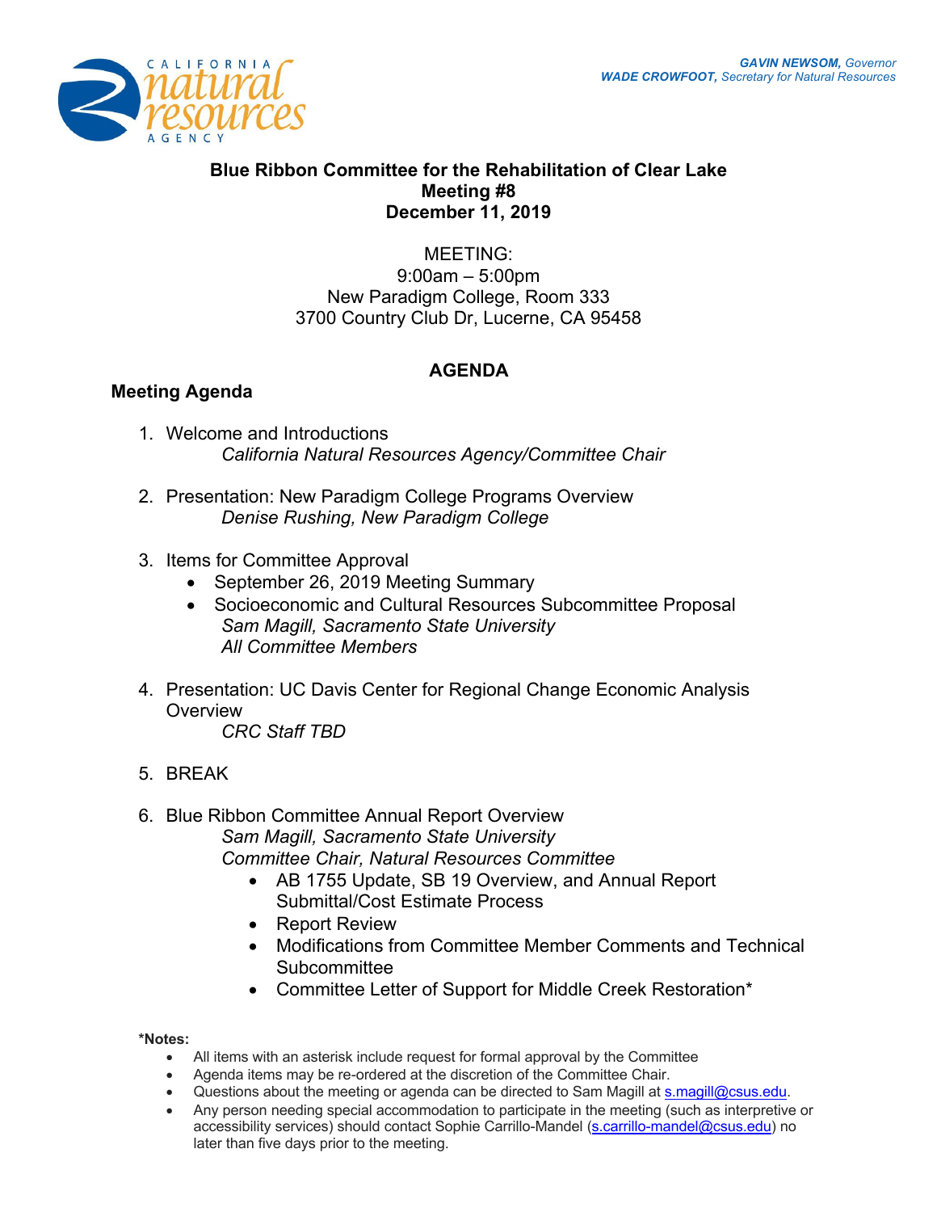GAVIN NEWSOM, Governor
WADE CROWFOOT, Secretary for Natural Resources

# Blue Ribbon Committee for the Rehabilitation of Clear Lake
## Meeting #8
## December 11, 2019

MEETING:
9:00am – 5:00pm
New Paradigm College, Room 333
3700 Country Club Dr, Lucerne, CA 95458

## AGENDA

### Meeting Agenda

1. Welcome and Introductions
   *California Natural Resources Agency/Committee Chair*

2. Presentation: New Paradigm College Programs Overview
   *Denise Rushing, New Paradigm College*

3. Items for Committee Approval
   - September 26, 2019 Meeting Summary
   - Socioeconomic and Cultural Resources Subcommittee Proposal
     *Sam Magill, Sacramento State University*
     *All Committee Members*

4. Presentation: UC Davis Center for Regional Change Economic Analysis Overview
   *CRC Staff TBD*

5. BREAK

6. Blue Ribbon Committee Annual Report Overview
   *Sam Magill, Sacramento State University*
   *Committee Chair, Natural Resources Committee*
   - AB 1755 Update, SB 19 Overview, and Annual Report Submittal/Cost Estimate Process
   - Report Review
   - Modifications from Committee Member Comments and Technical Subcommittee
   - Committee Letter of Support for Middle Creek Restoration*

**\*Notes:**

- All items with an asterisk include request for formal approval by the Committee
- Agenda items may be re-ordered at the discretion of the Committee Chair.
- Questions about the meeting or agenda can be directed to Sam Magill at s.magill@csus.edu.
- Any person needing special accommodation to participate in the meeting (such as interpretive or accessibility services) should contact Sophie Carrillo-Mandel (s.carrillo-mandel@csus.edu) no later than five days prior to the meeting.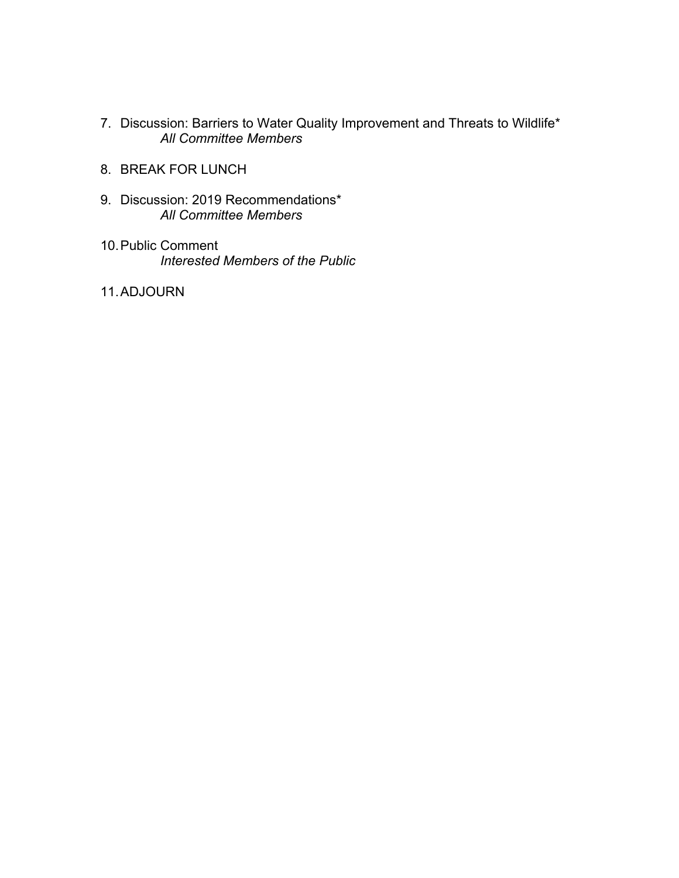7. Discussion: Barriers to Water Quality Improvement and Threats to Wildlife*
   *All Committee Members*

8. BREAK FOR LUNCH

9. Discussion: 2019 Recommendations*
   *All Committee Members*

10. Public Comment
    *Interested Members of the Public*

11. ADJOURN